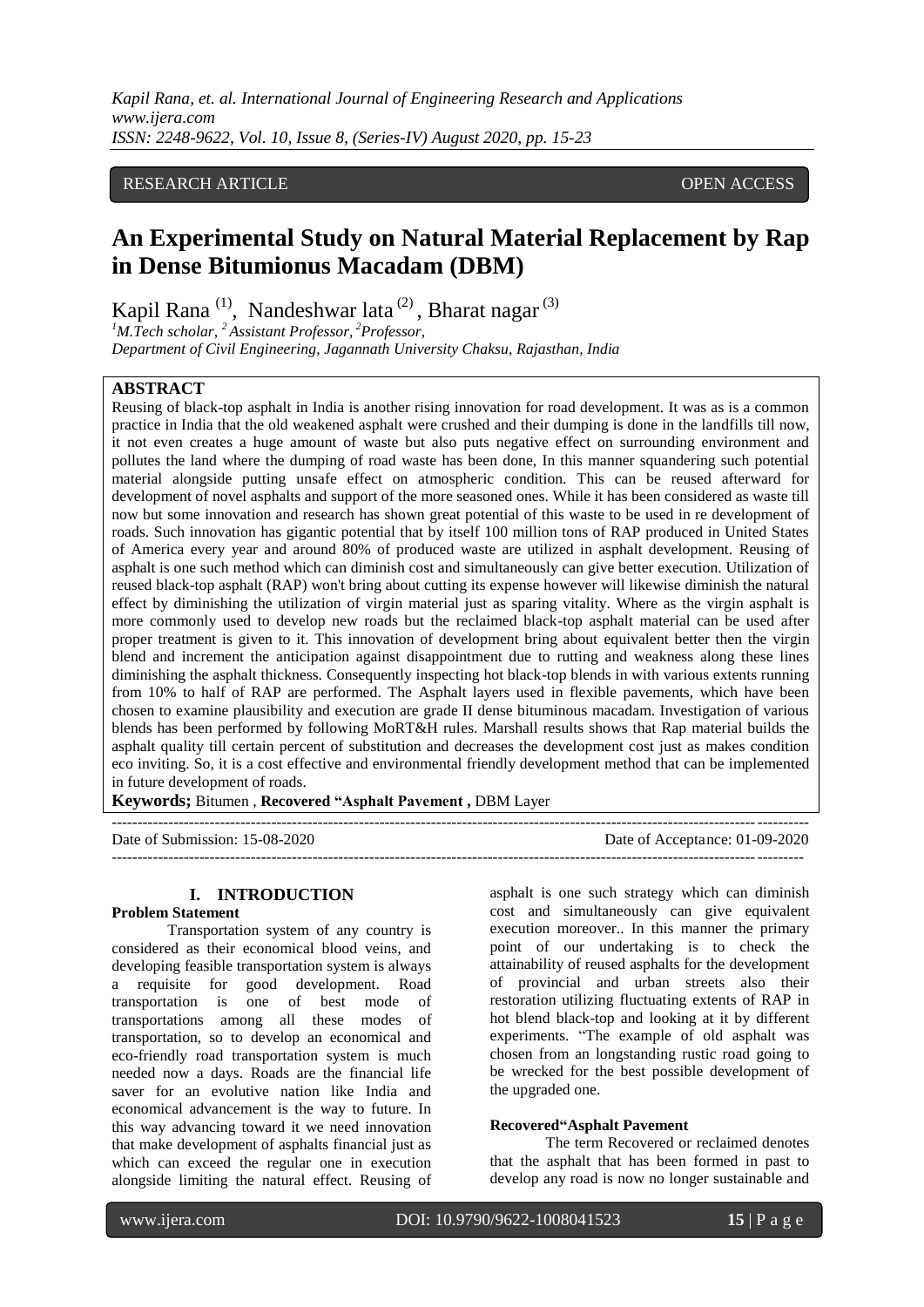RESEARCH ARTICLE OPEN ACCESS

# An Experimental Study on Natural Material Replacement by Rap in Dense Bitumionus Macadam (DBM)

Kapil Rana [(1)], Nandeshwar lata [(2)], Bharat nagar [(3)]

[1]M.Tech scholar, [2] Assistant Professor, [2]Professor,
Department of Civil Engineering, Jagannath University Chaksu, Rajasthan, India

## ABSTRACT

Reusing of black-top asphalt in India is another rising innovation for road development. It was as is a common practice in India that the old weakened asphalt were crushed and their dumping is done in the landfills till now, it not even creates a huge amount of waste but also puts negative effect on surrounding environment and pollutes the land where the dumping of road waste has been done, In this manner squandering such potential material alongside putting unsafe effect on atmospheric condition. This can be reused afterward for development of novel asphalts and support of the more seasoned ones. While it has been considered as waste till now but some innovation and research has shown great potential of this waste to be used in re development of roads. Such innovation has gigantic potential that by itself 100 million tons of RAP produced in United States of America every year and around 80% of produced waste are utilized in asphalt development. Reusing of asphalt is one such method which can diminish cost and simultaneously can give better execution. Utilization of reused black-top asphalt (RAP) won't bring about cutting its expense however will likewise diminish the natural effect by diminishing the utilization of virgin material just as sparing vitality. Where as the virgin asphalt is more commonly used to develop new roads but the reclaimed black-top asphalt material can be used after proper treatment is given to it. This innovation of development bring about equivalent better then the virgin blend and increment the anticipation against disappointment due to rutting and weakness along these lines diminishing the asphalt thickness. Consequently inspecting hot black-top blends in with various extents running from 10% to half of RAP are performed. The Asphalt layers used in flexible pavements, which have been chosen to examine plausibility and execution are grade II dense bituminous macadam. Investigation of various blends has been performed by following MoRT&H rules. Marshall results shows that Rap material builds the asphalt quality till certain percent of substitution and decreases the development cost just as makes condition eco inviting. So, it is a cost effective and environmental friendly development method that can be implemented in future development of roads.

**Keywords;** Bitumen , **Recovered "Asphalt Pavement ,** DBM Layer

---

Date of Submission: 15-08-2020 Date of Acceptance: 01-09-2020

---

## I. INTRODUCTION

### Problem Statement

Transportation system of any country is considered as their economical blood veins, and developing feasible transportation system is always a requisite for good development. Road transportation is one of best mode of transportations among all these modes of transportation, so to develop an economical and eco-friendly road transportation system is much needed now a days. Roads are the financial life saver for an evolutive nation like India and economical advancement is the way to future. In this way advancing toward it we need innovation that make development of asphalts financial just as which can exceed the regular one in execution alongside limiting the natural effect. Reusing of asphalt is one such strategy which can diminish cost and simultaneously can give equivalent execution moreover.. In this manner the primary point of our undertaking is to check the attainability of reused asphalts for the development of provincial and urban streets also their restoration utilizing fluctuating extents of RAP in hot blend black-top and looking at it by different experiments. "The example of old asphalt was chosen from an longstanding rustic road going to be wrecked for the best possible development of the upgraded one.

### Recovered"Asphalt Pavement

The term Recovered or reclaimed denotes that the asphalt that has been formed in past to develop any road is now no longer sustainable and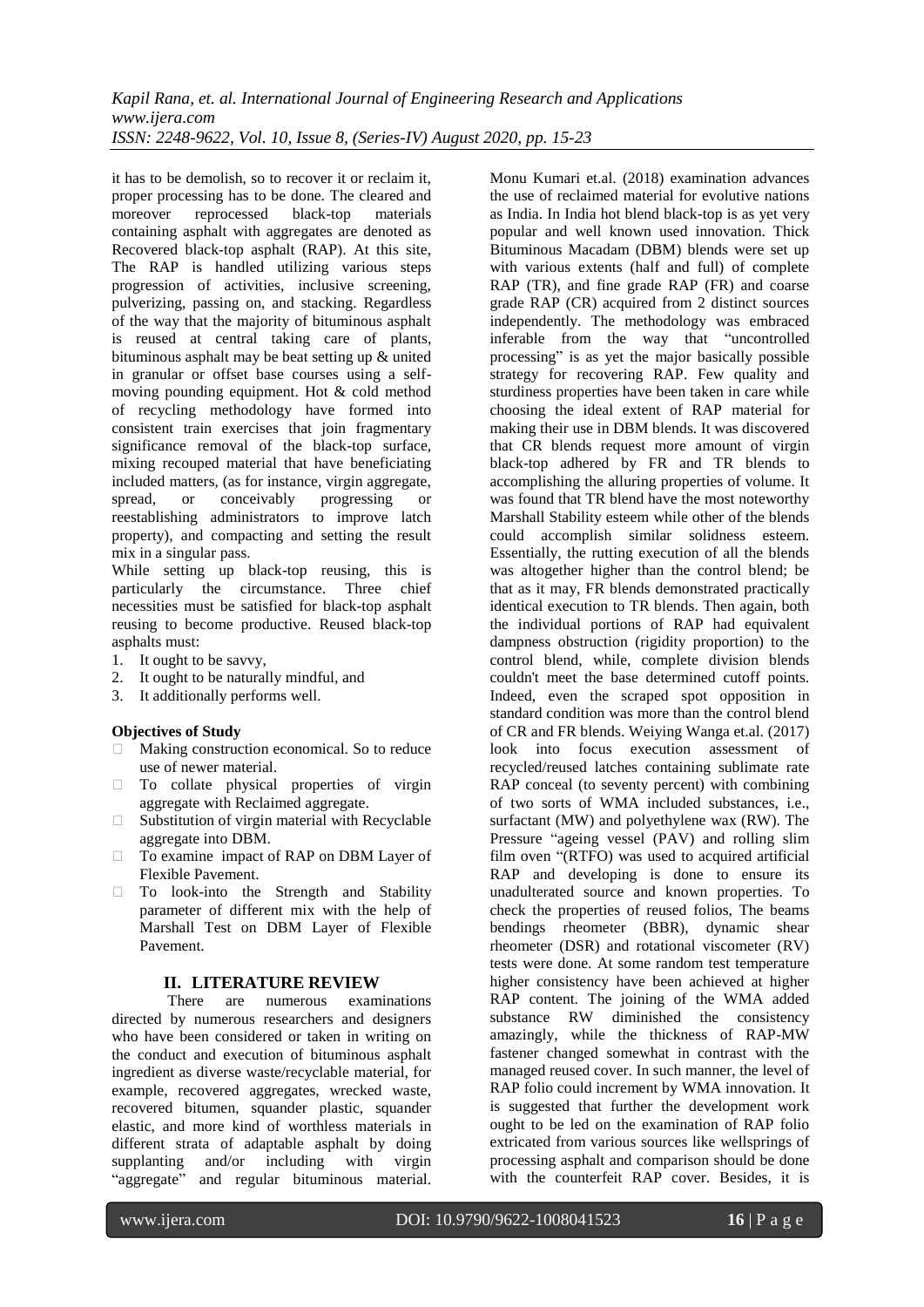it has to be demolish, so to recover it or reclaim it, proper processing has to be done. The cleared and moreover reprocessed black-top materials containing asphalt with aggregates are denoted as Recovered black-top asphalt (RAP). At this site, The RAP is handled utilizing various steps progression of activities, inclusive screening, pulverizing, passing on, and stacking. Regardless of the way that the majority of bituminous asphalt is reused at central taking care of plants, bituminous asphalt may be beat setting up & united in granular or offset base courses using a self-moving pounding equipment. Hot & cold method of recycling methodology have formed into consistent train exercises that join fragmentary significance removal of the black-top surface, mixing recouped material that have beneficiating included matters, (as for instance, virgin aggregate, spread, or conceivably progressing or reestablishing administrators to improve latch property), and compacting and setting the result mix in a singular pass.

While setting up black-top reusing, this is particularly the circumstance. Three chief necessities must be satisfied for black-top asphalt reusing to become productive. Reused black-top asphalts must:

1. It ought to be savvy,
2. It ought to be naturally mindful, and
3. It additionally performs well.

**Objectives of Study**

- Making construction economical. So to reduce use of newer material.
- To collate physical properties of virgin aggregate with Reclaimed aggregate.
- Substitution of virgin material with Recyclable aggregate into DBM.
- To examine impact of RAP on DBM Layer of Flexible Pavement.
- To look-into the Strength and Stability parameter of different mix with the help of Marshall Test on DBM Layer of Flexible Pavement.

## II. LITERATURE REVIEW

There are numerous examinations directed by numerous researchers and designers who have been considered or taken in writing on the conduct and execution of bituminous asphalt ingredient as diverse waste/recyclable material, for example, recovered aggregates, wrecked waste, recovered bitumen, squander plastic, squander elastic, and more kind of worthless materials in different strata of adaptable asphalt by doing supplanting and/or including with virgin "aggregate" and regular bituminous material. Monu Kumari et.al. (2018) examination advances the use of reclaimed material for evolutive nations as India. In India hot blend black-top is as yet very popular and well known used innovation. Thick Bituminous Macadam (DBM) blends were set up with various extents (half and full) of complete RAP (TR), and fine grade RAP (FR) and coarse grade RAP (CR) acquired from 2 distinct sources independently. The methodology was embraced inferable from the way that "uncontrolled processing" is as yet the major basically possible strategy for recovering RAP. Few quality and sturdiness properties have been taken in care while choosing the ideal extent of RAP material for making their use in DBM blends. It was discovered that CR blends request more amount of virgin black-top adhered by FR and TR blends to accomplishing the alluring properties of volume. It was found that TR blend have the most noteworthy Marshall Stability esteem while other of the blends could accomplish similar solidness esteem. Essentially, the rutting execution of all the blends was altogether higher than the control blend; be that as it may, FR blends demonstrated practically identical execution to TR blends. Then again, both the individual portions of RAP had equivalent dampness obstruction (rigidity proportion) to the control blend, while, complete division blends couldn't meet the base determined cutoff points. Indeed, even the scraped spot opposition in standard condition was more than the control blend of CR and FR blends. Weiying Wanga et.al. (2017) look into focus execution assessment of recycled/reused latches containing sublimate rate RAP conceal (to seventy percent) with combining of two sorts of WMA included substances, i.e., surfactant (MW) and polyethylene wax (RW). The Pressure "ageing vessel (PAV) and rolling slim film oven "(RTFO) was used to acquired artificial RAP and developing is done to ensure its unadulterated source and known properties. To check the properties of reused folios, The Beams bendings rheometer (BBR), dynamic shear rheometer (DSR) and rotational viscometer (RV) tests were done. At some random test temperature higher consistency have been achieved at higher RAP content. The joining of the WMA added substance RW diminished the consistency amazingly, while the thickness of RAP-MW fastener changed somewhat in contrast with the managed reused cover. In such manner, the level of RAP folio could increment by WMA innovation. It is suggested that further the development work ought to be led on the examination of RAP folio extricated from various sources like wellsprings of processing asphalt and comparison should be done with the counterfeit RAP cover. Besides, it is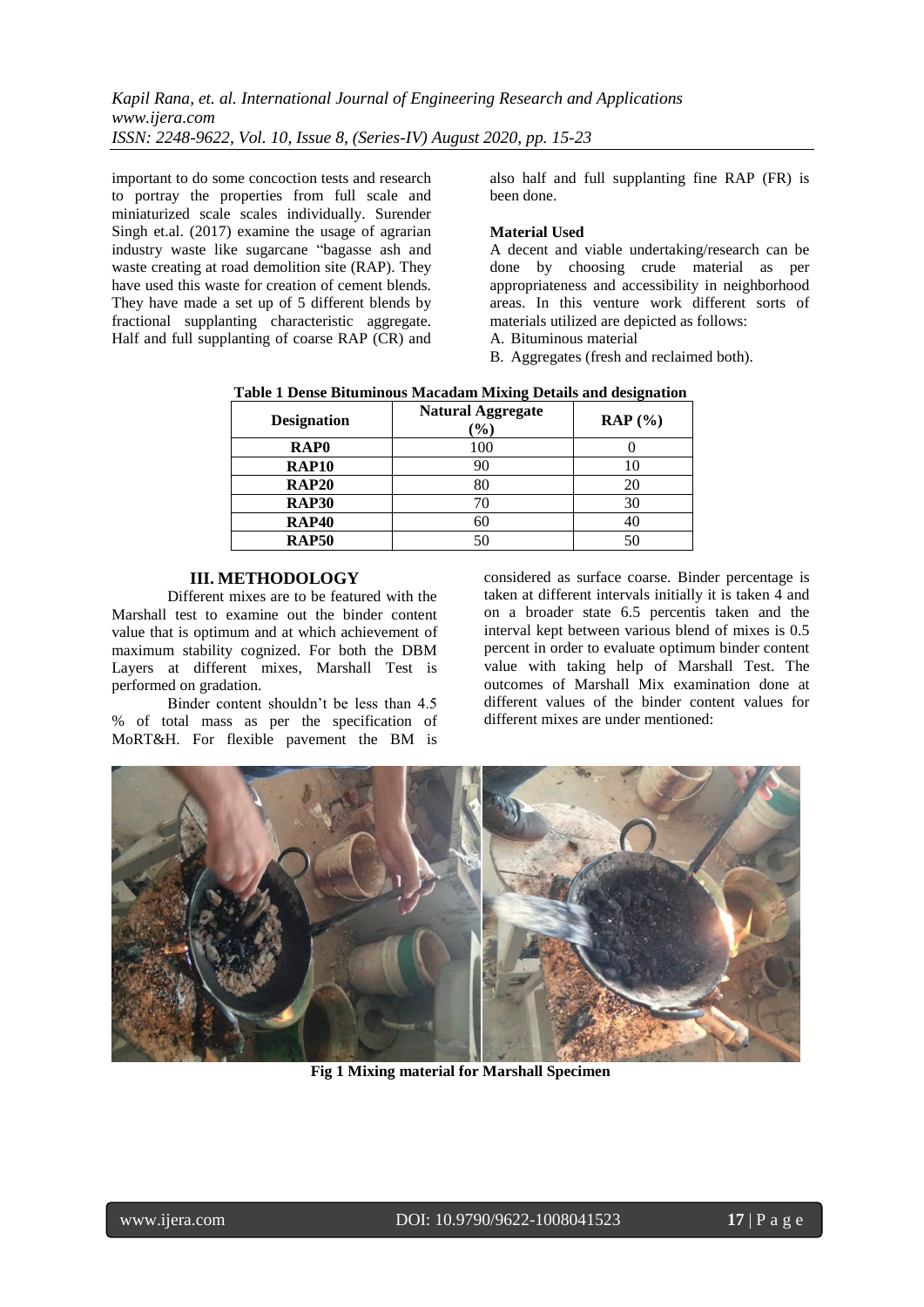important to do some concoction tests and research to portray the properties from full scale and miniaturized scale scales individually. Surender Singh et.al. (2017) examine the usage of agrarian industry waste like sugarcane "bagasse ash and waste creating at road demolition site (RAP). They have used this waste for creation of cement blends. They have made a set up of 5 different blends by fractional supplanting characteristic aggregate. Half and full supplanting of coarse RAP (CR) and also half and full supplanting fine RAP (FR) is been done.

**Material Used**

A decent and viable undertaking/research can be done by choosing crude material as per appropriateness and accessibility in neighborhood areas. In this venture work different sorts of materials utilized are depicted as follows:

A. Bituminous material
B. Aggregates (fresh and reclaimed both).

**Table 1 Dense Bituminous Macadam Mixing Details and designation**

| Designation | Natural Aggregate (%) | RAP (%) |
|---|---|---|
| **RAP0** | 100 | 0 |
| **RAP10** | 90 | 10 |
| **RAP20** | 80 | 20 |
| **RAP30** | 70 | 30 |
| **RAP40** | 60 | 40 |
| **RAP50** | 50 | 50 |

## III. METHODOLOGY

Different mixes are to be featured with the Marshall test to examine out the binder content value that is optimum and at which achievement of maximum stability cognized. For both the DBM Layers at different mixes, Marshall Test is performed on gradation.

Binder content shouldn't be less than 4.5 % of total mass as per the specification of MoRT&H. For flexible pavement the BM is considered as surface coarse. Binder percentage is taken at different intervals initially it is taken 4 and on a broader state 6.5 percentis taken and the interval kept between various blend of mixes is 0.5 percent in order to evaluate optimum binder content value with taking help of Marshall Test. The outcomes of Marshall Mix examination done at different values of the binder content values for different mixes are under mentioned:

**Fig 1 Mixing material for Marshall Specimen**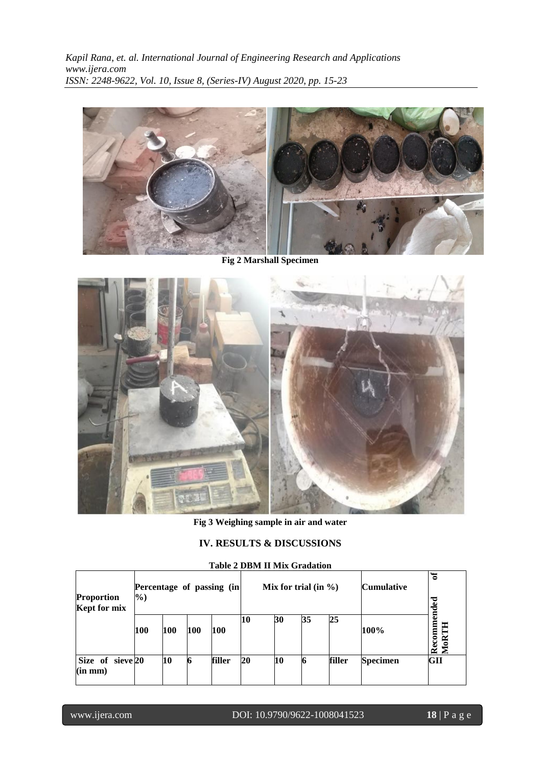Fig 2 Marshall Specimen

Fig 3 Weighing sample in air and water

## IV. RESULTS & DISCUSSIONS

**Table 2 DBM II Mix Gradation**

| Proportion Kept for mix | Percentage of passing (in %) | | | | Mix for trial (in %) | | | | Cumulative | Recommended of MoRTH |
|---|---|---|---|---|---|---|---|---|---|---|
| | 100 | 100 | 100 | 100 | 10 | 30 | 35 | 25 | 100% | |
| Size of sieve (in mm) | 20 | 10 | 6 | filler | 20 | 10 | 6 | filler | Specimen | GII |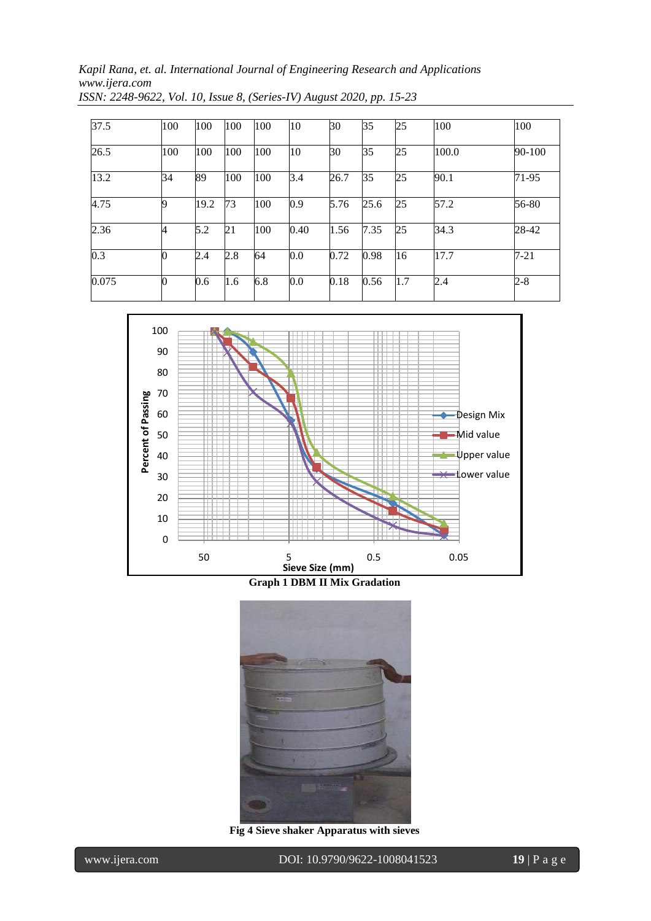| 37.5 | 100 | 100 | 100 | 100 | 10 | 30 | 35 | 25 | 100 | 100 |
|---|---|---|---|---|---|---|---|---|---|---|
| 26.5 | 100 | 100 | 100 | 100 | 10 | 30 | 35 | 25 | 100.0 | 90-100 |
| 13.2 | 34 | 89 | 100 | 100 | 3.4 | 26.7 | 35 | 25 | 90.1 | 71-95 |
| 4.75 | 9 | 19.2 | 73 | 100 | 0.9 | 5.76 | 25.6 | 25 | 57.2 | 56-80 |
| 2.36 | 4 | 5.2 | 21 | 100 | 0.40 | 1.56 | 7.35 | 25 | 34.3 | 28-42 |
| 0.3 | 0 | 2.4 | 2.8 | 64 | 0.0 | 0.72 | 0.98 | 16 | 17.7 | 7-21 |
| 0.075 | 0 | 0.6 | 1.6 | 6.8 | 0.0 | 0.18 | 0.56 | 1.7 | 2.4 | 2-8 |

**Graph 1 DBM II Mix Gradation**

**Fig 4 Sieve shaker Apparatus with sieves**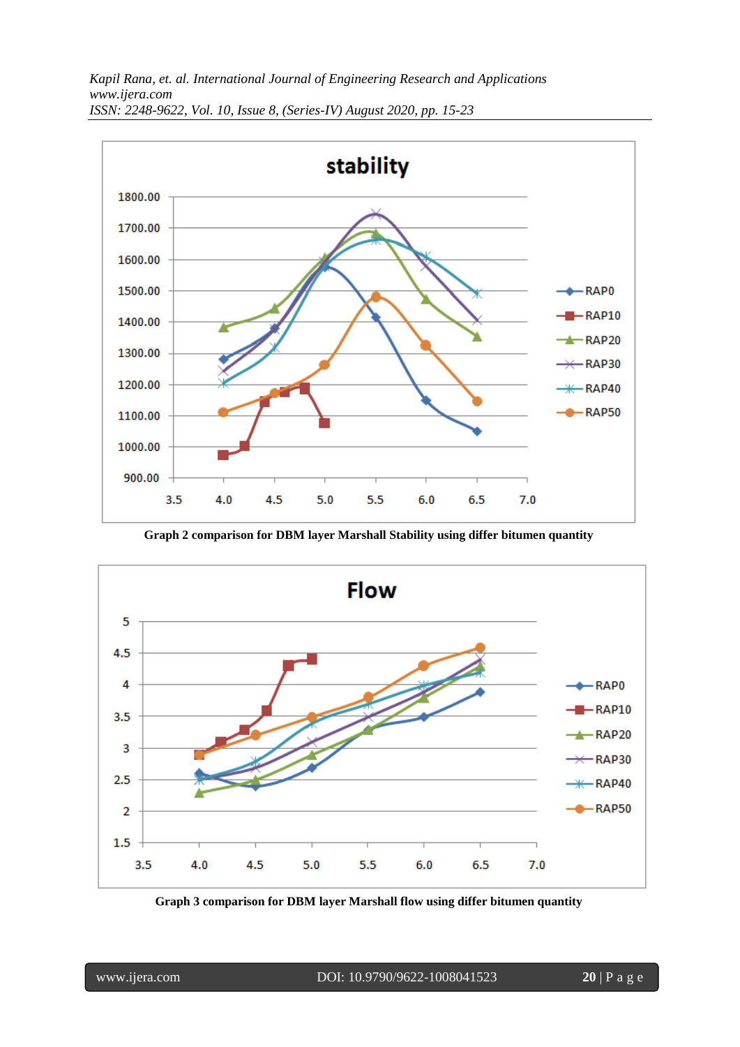Graph 2 comparison for DBM layer Marshall Stability using differ bitumen quantity

Graph 3 comparison for DBM layer Marshall flow using differ bitumen quantity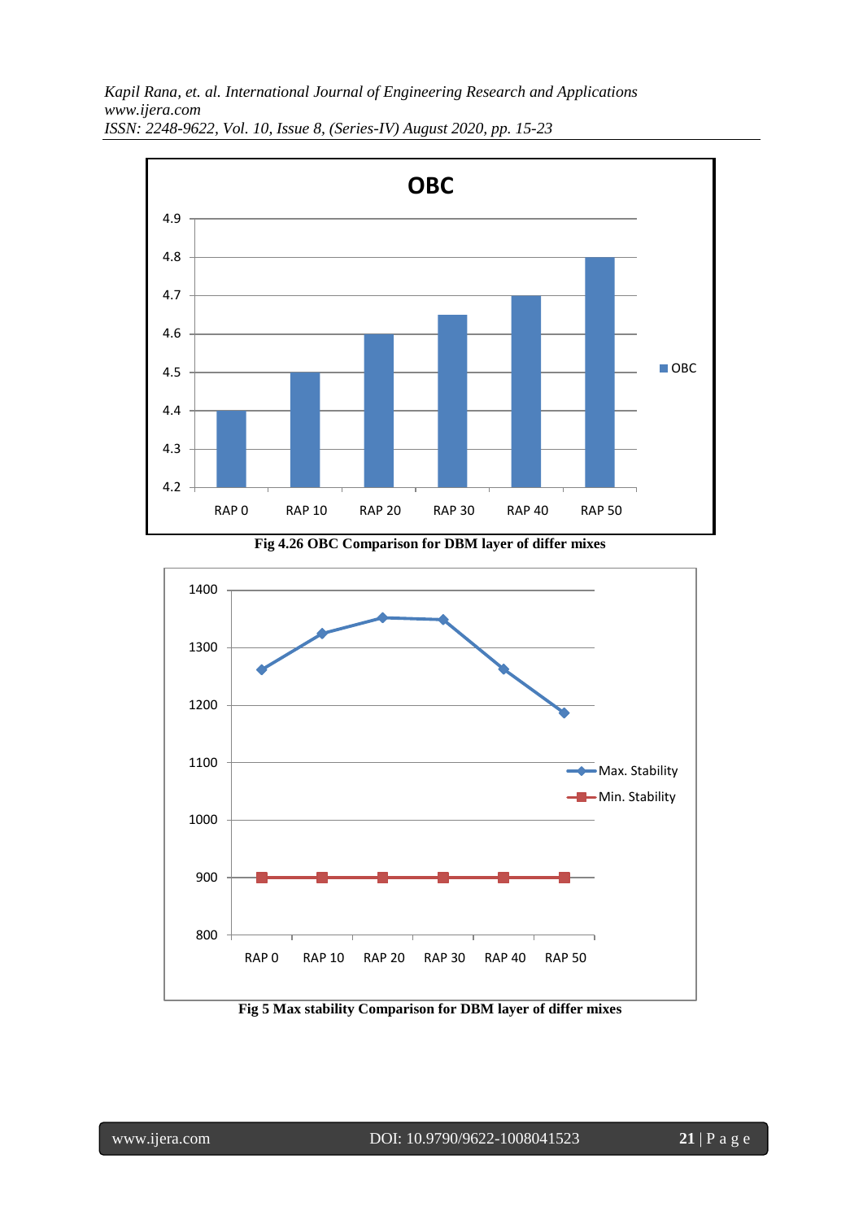Fig 4.26 OBC Comparison for DBM layer of differ mixes

Fig 5 Max stability Comparison for DBM layer of differ mixes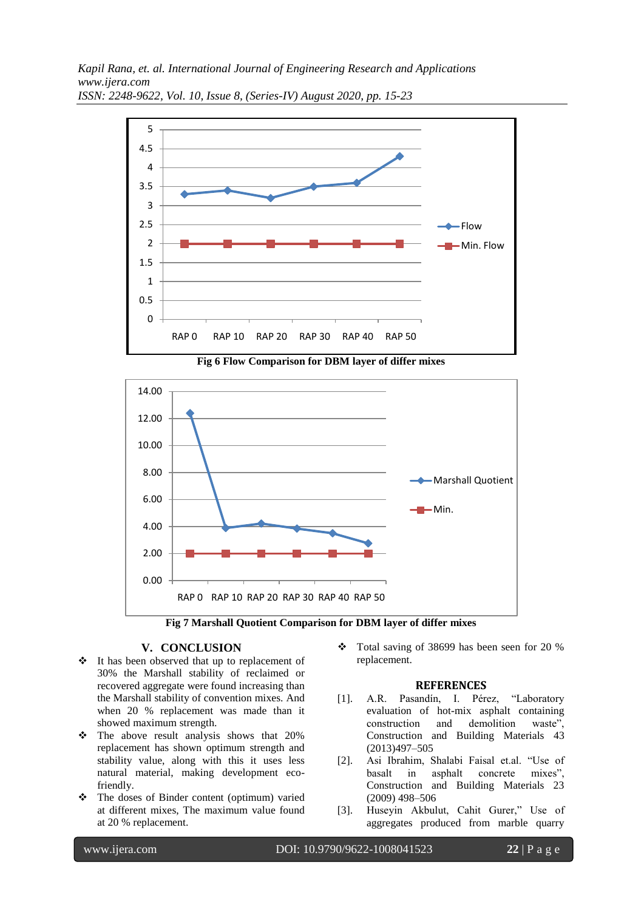Fig 6 Flow Comparison for DBM layer of differ mixes

Fig 7 Marshall Quotient Comparison for DBM layer of differ mixes

## V. CONCLUSION

- ❖ It has been observed that up to replacement of 30% the Marshall stability of reclaimed or recovered aggregate were found increasing than the Marshall stability of convention mixes. And when 20 % replacement was made than it showed maximum strength.
- ❖ The above result analysis shows that 20% replacement has shown optimum strength and stability value, along with this it uses less natural material, making development eco-friendly.
- ❖ The doses of Binder content (optimum) varied at different mixes, The maximum value found at 20 % replacement.
- ❖ Total saving of 38699 has been seen for 20 % replacement.

## REFERENCES

[1]. A.R. Pasandín, I. Pérez, "Laboratory evaluation of hot-mix asphalt containing construction and demolition waste", Construction and Building Materials 43 (2013)497–505

[2]. Asi Ibrahim, Shalabi Faisal et.al. "Use of basalt in asphalt concrete mixes", Construction and Building Materials 23 (2009) 498–506

[3]. Huseyin Akbulut, Cahit Gurer," Use of aggregates produced from marble quarry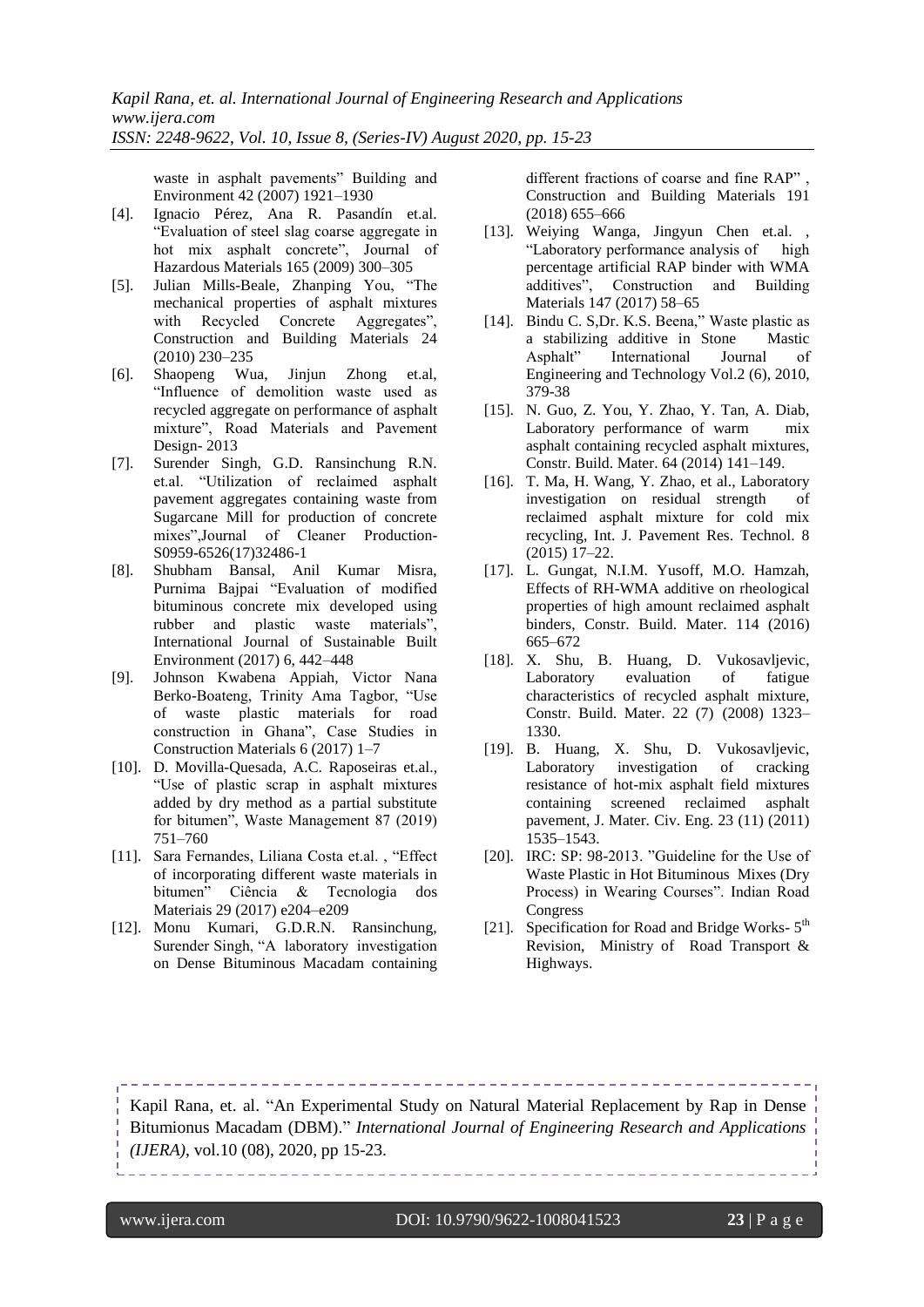waste in asphalt pavements" Building and Environment 42 (2007) 1921–1930

[4]. Ignacio Pérez, Ana R. Pasandín et.al. "Evaluation of steel slag coarse aggregate in hot mix asphalt concrete", Journal of Hazardous Materials 165 (2009) 300–305

[5]. Julian Mills-Beale, Zhanping You, "The mechanical properties of asphalt mixtures with Recycled Concrete Aggregates", Construction and Building Materials 24 (2010) 230–235

[6]. Shaopeng Wua, Jinjun Zhong et.al, "Influence of demolition waste used as recycled aggregate on performance of asphalt mixture", Road Materials and Pavement Design- 2013

[7]. Surender Singh, G.D. Ransinchung R.N. et.al. "Utilization of reclaimed asphalt pavement aggregates containing waste from Sugarcane Mill for production of concrete mixes",Journal of Cleaner Production-S0959-6526(17)32486-1

[8]. Shubham Bansal, Anil Kumar Misra, Purnima Bajpai "Evaluation of modified bituminous concrete mix developed using rubber and plastic waste materials", International Journal of Sustainable Built Environment (2017) 6, 442–448

[9]. Johnson Kwabena Appiah, Victor Nana Berko-Boateng, Trinity Ama Tagbor, "Use of waste plastic materials for road construction in Ghana", Case Studies in Construction Materials 6 (2017) 1–7

[10]. D. Movilla-Quesada, A.C. Raposeiras et.al., "Use of plastic scrap in asphalt mixtures added by dry method as a partial substitute for bitumen", Waste Management 87 (2019) 751–760

[11]. Sara Fernandes, Liliana Costa et.al. , "Effect of incorporating different waste materials in bitumen" Ciência & Tecnologia dos Materiais 29 (2017) e204–e209

[12]. Monu Kumari, G.D.R.N. Ransinchung, Surender Singh, "A laboratory investigation on Dense Bituminous Macadam containing different fractions of coarse and fine RAP" , Construction and Building Materials 191 (2018) 655–666

[13]. Weiying Wanga, Jingyun Chen et.al. , "Laboratory performance analysis of high percentage artificial RAP binder with WMA additives", Construction and Building Materials 147 (2017) 58–65

[14]. Bindu C. S,Dr. K.S. Beena," Waste plastic as a stabilizing additive in Stone Mastic Asphalt" International Journal of Engineering and Technology Vol.2 (6), 2010, 379-38

[15]. N. Guo, Z. You, Y. Zhao, Y. Tan, A. Diab, Laboratory performance of warm mix asphalt containing recycled asphalt mixtures, Constr. Build. Mater. 64 (2014) 141–149.

[16]. T. Ma, H. Wang, Y. Zhao, et al., Laboratory investigation on residual strength of reclaimed asphalt mixture for cold mix recycling, Int. J. Pavement Res. Technol. 8 (2015) 17–22.

[17]. L. Gungat, N.I.M. Yusoff, M.O. Hamzah, Effects of RH-WMA additive on rheological properties of high amount reclaimed asphalt binders, Constr. Build. Mater. 114 (2016) 665–672

[18]. X. Shu, B. Huang, D. Vukosavljevic, Laboratory evaluation of fatigue characteristics of recycled asphalt mixture, Constr. Build. Mater. 22 (7) (2008) 1323–1330.

[19]. B. Huang, X. Shu, D. Vukosavljevic, Laboratory investigation of cracking resistance of hot-mix asphalt field mixtures containing screened reclaimed asphalt pavement, J. Mater. Civ. Eng. 23 (11) (2011) 1535–1543.

[20]. IRC: SP: 98-2013. "Guideline for the Use of Waste Plastic in Hot Bituminous Mixes (Dry Process) in Wearing Courses". Indian Road Congress

[21]. Specification for Road and Bridge Works- 5th Revision, Ministry of Road Transport & Highways.

Kapil Rana, et. al. "An Experimental Study on Natural Material Replacement by Rap in Dense Bitumionus Macadam (DBM)." *International Journal of Engineering Research and Applications (IJERA)*, vol.10 (08), 2020, pp 15-23.